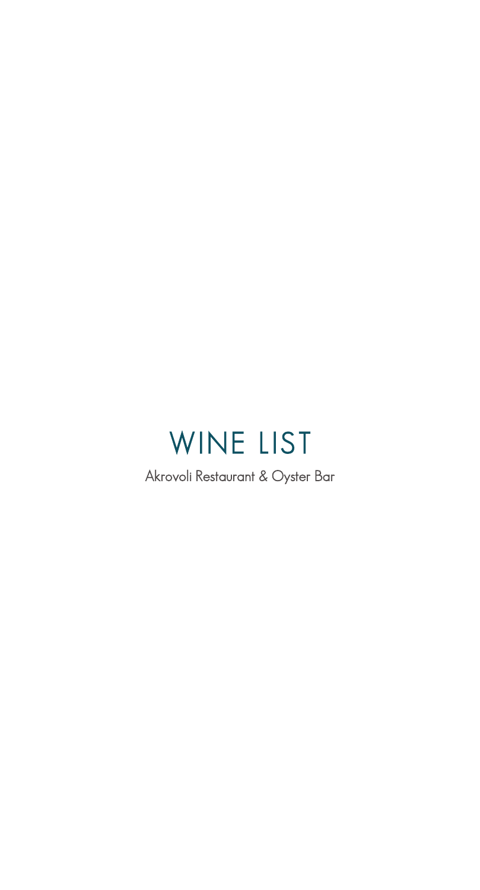# WINE LIST

Akrovoli Restaurant & Oyster Bar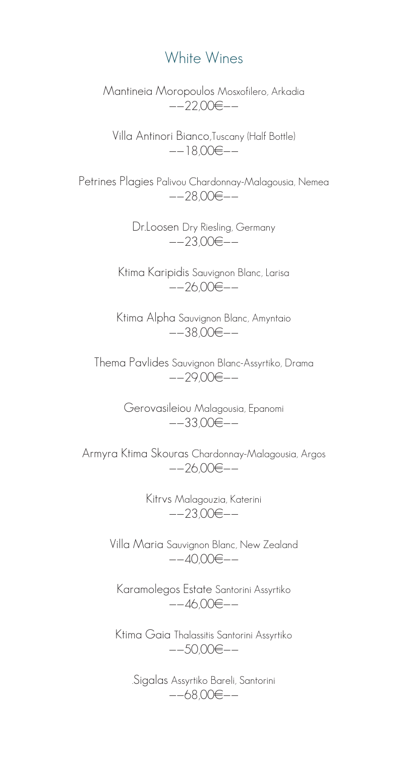## White Wines

Mantineia Moropoulos Mosxofilero, Arkadia
--22,00€--

Villa Antinori Bianco,Tuscany (Half Bottle)
--18,00€--

Petrines Plagies Palivou Chardonnay-Malagousia, Nemea
--28,00€--

Dr.Loosen Dry Riesling, Germany
--23,00€--

Ktima Karipidis Sauvignon Blanc, Larisa
--26,00€--

Ktima Alpha Sauvignon Blanc, Amyntaio
--38,00€--

Thema Pavlides Sauvignon Blanc-Assyrtiko, Drama
--29,00€--

Gerovasileiou Malagousia, Epanomi
--33,00€--

Armyra Ktima Skouras Chardonnay-Malagousia, Argos
--26,00€--

Kitrvs Malagouzia, Katerini
--23,00€--

Villa Maria Sauvignon Blanc, New Zealand
--40,00€--

Karamolegos Estate Santorini Assyrtiko
--46,00€--

Ktima Gaia Thalassitis Santorini Assyrtiko
--50,00€--

.Sigalas Assyrtiko Bareli, Santorini
--68,00€--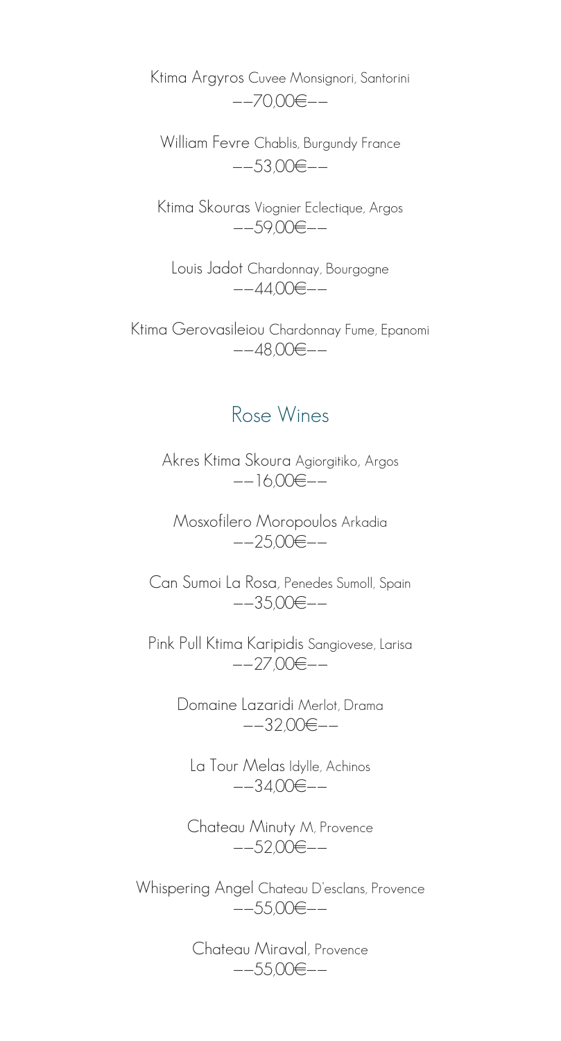Ktima Argyros Cuvee Monsignori, Santorini
--70,00€--

William Fevre Chablis, Burgundy France
--53,00€--

Ktima Skouras Viognier Eclectique, Argos
--59,00€--

Louis Jadot Chardonnay, Bourgogne
--44,00€--

Ktima Gerovasileiou Chardonnay Fume, Epanomi
--48,00€--

## Rose Wines

Akres Ktima Skoura Agiorgitiko, Argos
--16,00€--

Mosxofilero Moropoulos Arkadia
--25,00€--

Can Sumoi La Rosa, Penedes Sumoll, Spain
--35,00€--

Pink Pull Ktima Karipidis Sangiovese, Larisa
--27,00€--

Domaine Lazaridi Merlot, Drama
--32,00€--

La Tour Melas Idylle, Achinos
--34,00€--

Chateau Minuty M, Provence
--52,00€--

Whispering Angel Chateau D'esclans, Provence
--55,00€--

Chateau Miraval, Provence
--55,00€--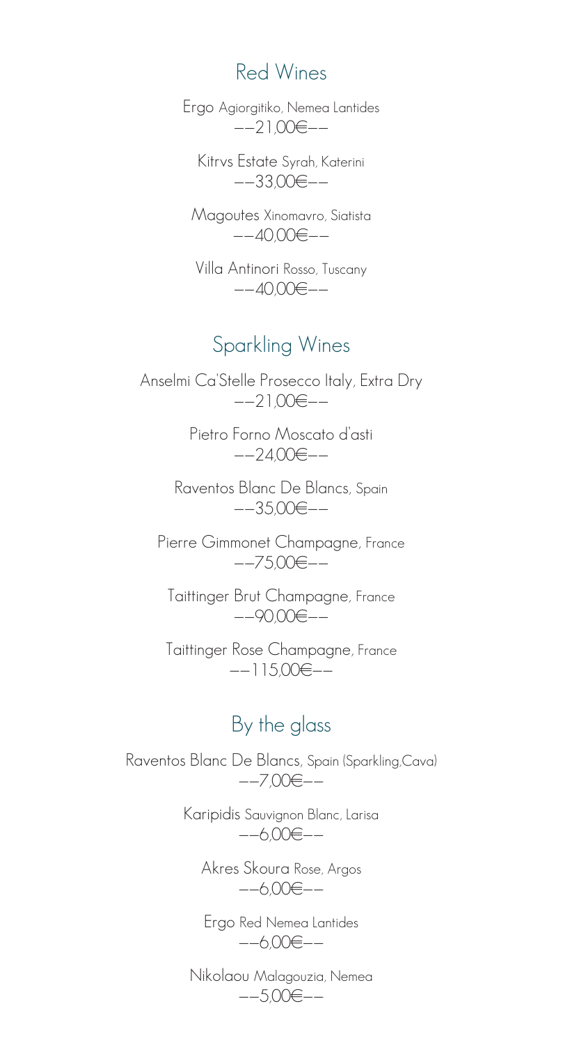## Red Wines

Ergo Agiorgitiko, Nemea Lantides
--21,00€--

Kitrvs Estate Syrah, Katerini
--33,00€--

Magoutes Xinomavro, Siatista
--40,00€--

Villa Antinori Rosso, Tuscany
--40,00€--

## Sparkling Wines

Anselmi Ca'Stelle Prosecco Italy, Extra Dry
--21,00€--

Pietro Forno Moscato d'asti
--24,00€--

Raventos Blanc De Blancs, Spain
--35,00€--

Pierre Gimmonet Champagne, France
--75,00€--

Taittinger Brut Champagne, France
--90,00€--

Taittinger Rose Champagne, France
--115,00€--

## By the glass

Raventos Blanc De Blancs, Spain (Sparkling,Cava)
--7,00€--

Karipidis Sauvignon Blanc, Larisa
--6,00€--

Akres Skoura Rose, Argos
--6,00€--

Ergo Red Nemea Lantides
--6,00€--

Nikolaou Malagouzia, Nemea
--5,00€--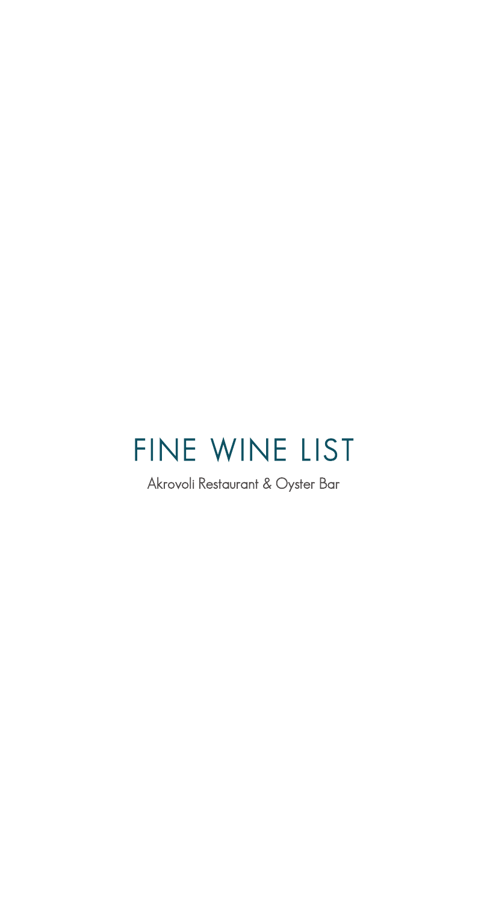# FINE WINE LIST

Akrovoli Restaurant & Oyster Bar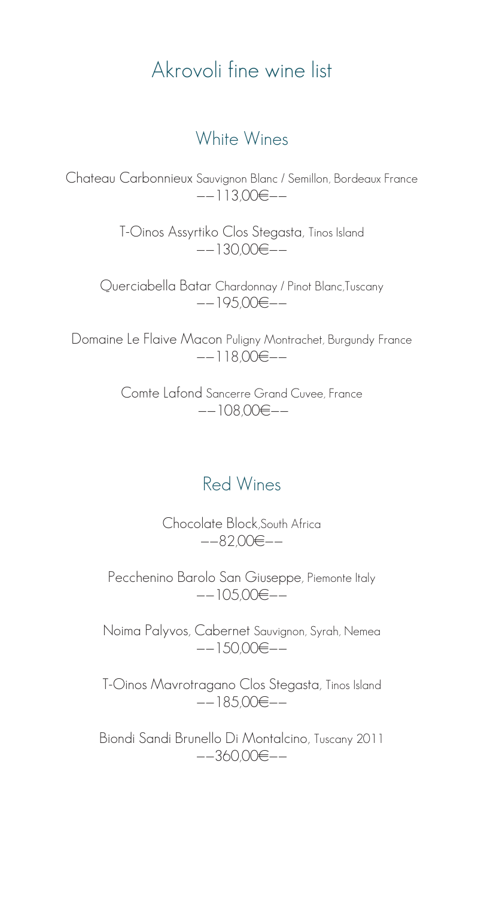# Akrovoli fine wine list

## White Wines

Chateau Carbonnieux Sauvignon Blanc / Semillon, Bordeaux France
——113,00€——

T-Oinos Assyrtiko Clos Stegasta, Tinos Island
——130,00€——

Querciabella Batar Chardonnay / Pinot Blanc,Tuscany
——195,00€——

Domaine Le Flaive Macon Puligny Montrachet, Burgundy France
——118,00€——

Comte Lafond Sancerre Grand Cuvee, France
——108,00€——

## Red Wines

Chocolate Block,South Africa
——82,00€——

Pecchenino Barolo San Giuseppe, Piemonte Italy
——105,00€——

Noima Palyvos, Cabernet Sauvignon, Syrah, Nemea
——150,00€——

T-Oinos Mavrotragano Clos Stegasta, Tinos Island
——185,00€——

Biondi Sandi Brunello Di Montalcino, Tuscany 2011
——360,00€——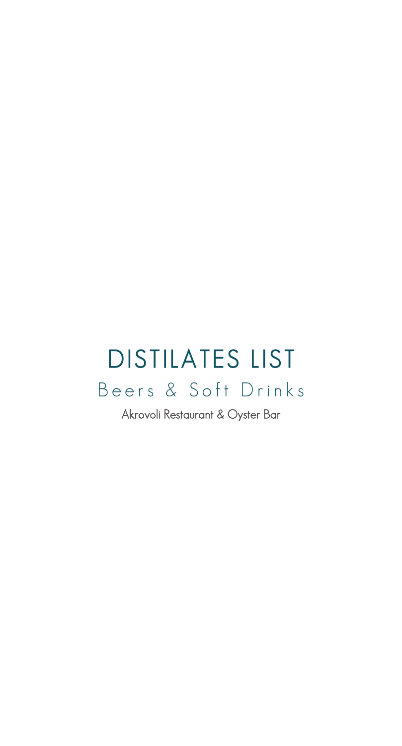# DISTILATES LIST

## Beers & Soft Drinks

Akrovoli Restaurant & Oyster Bar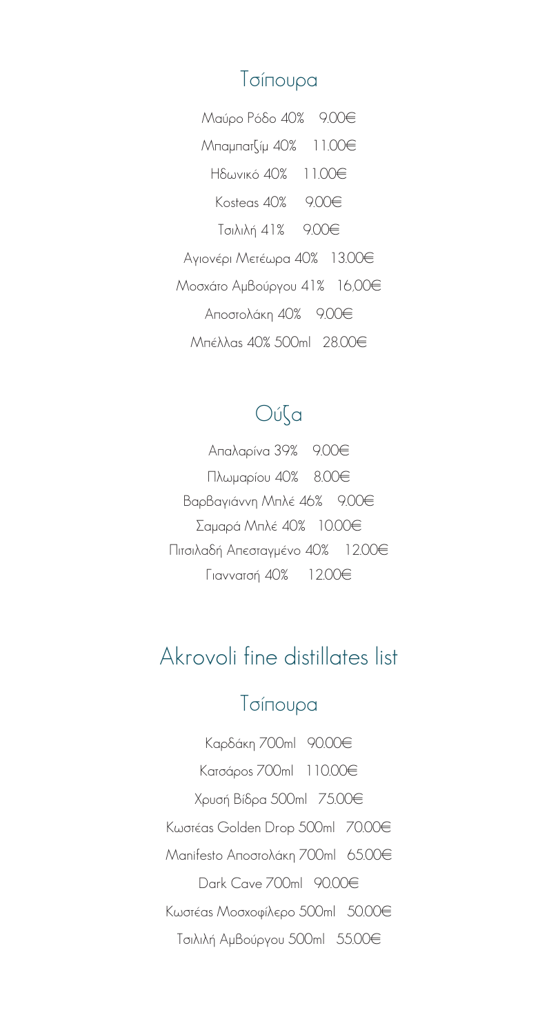## Τσίπουρα

Μαύρο Ρόδο 40% 9.00€

Μπαμπατζίμ 40% 11.00€

Ηδωνικό 40% 11.00€

Kosteas 40% 9.00€

Τσιλιλή 41% 9.00€

Αγιονέρι Μετέωρα 40% 13.00€

Μοσχάτο Αμβούργου 41% 16,00€

Αποστολάκη 40% 9.00€

Μπέλλας 40% 500ml 28.00€

## Ούζα

Απαλαρίνα 39% 9.00€

Πλωμαρίου 40% 8.00€

Βαρβαγιάννη Μπλέ 46% 9.00€

Σαμαρά Μπλέ 40% 10.00€

Πιτσιλαδή Απεσταγμένο 40% 12.00€

Γιαννατσή 40% 12.00€

# Akrovoli fine distillates list

## Τσίπουρα

Καρδάκη 700ml 90.00€

Κατσάρος 700ml 110.00€

Χρυσή Βίδρα 500ml 75.00€

Κωστέας Golden Drop 500ml 70.00€

Manifesto Αποστολάκη 700ml 65.00€

Dark Cave 700ml 90.00€

Κωστέας Μοσχοφίλερο 500ml 50.00€

Τσιλιλή Αμβούργου 500ml 55.00€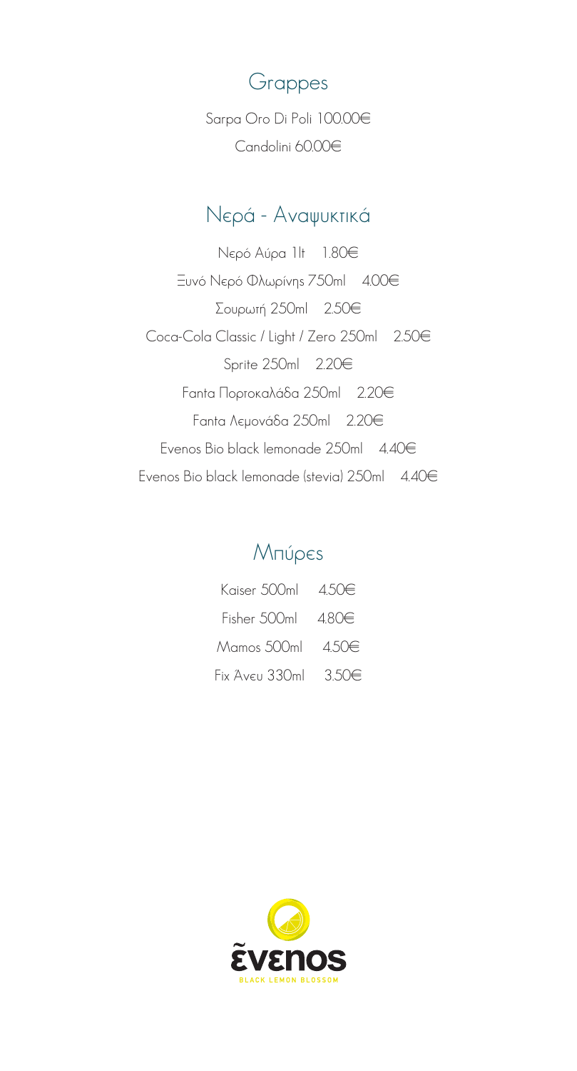## Grappes

Sarpa Oro Di Poli 100.00€

Candolini 60.00€

## Νερά - Αναψυκτικά

Νερό Αύρα 1lt 1.80€

Ξυνό Νερό Φλωρίνης 750ml 4.00€

Σουρωτή 250ml 2.50€

Coca-Cola Classic / Light / Zero 250ml 2.50€

Sprite 250ml 2.20€

Fanta Πορτοκαλάδα 250ml 2.20€

Fanta Λεμονάδα 250ml 2.20€

Evenos Bio black lemonade 250ml 4.40€

Evenos Bio black lemonade (stevia) 250ml 4.40€

## Μπύρες

Kaiser 500ml 4.50€

Fisher 500ml 4.80€

Mamos 500ml 4.50€

Fix Άνευ 330ml 3.50€

ἔvεnos

BLACK LEMON BLOSSOM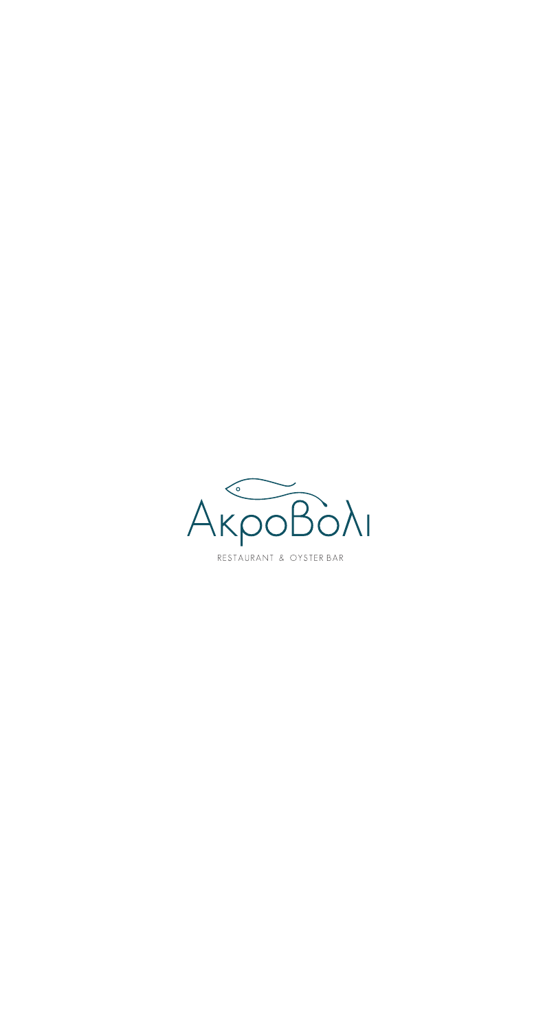# ΑκροΒολι

RESTAURANT & OYSTER BAR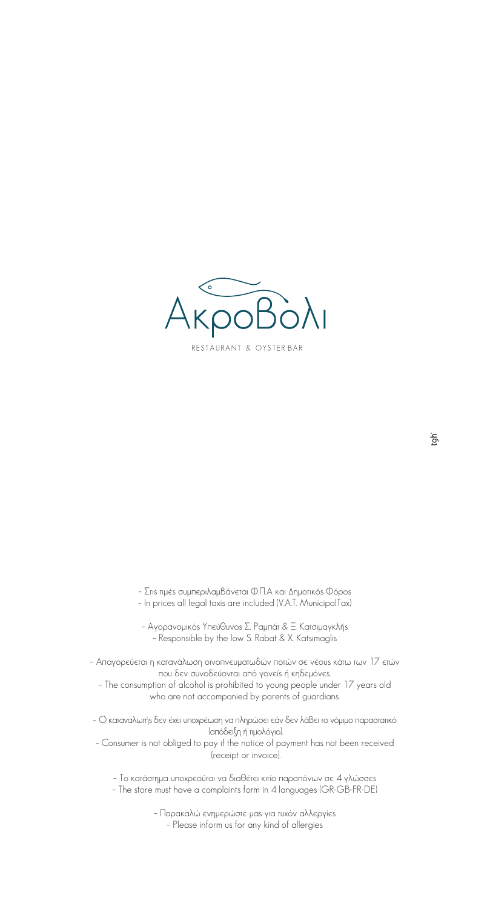# Ακροβόλι

RESTAURANT & OYSTER BAR

tgh

- Στις τιμές συμπεριλαμβάνεται Φ.Π.Α και Δημοτικός Φόρος
- In prices all legal taxis are included (V.A.T. MunicipalTax)

- Αγορανομικός Υπεύθυνος Σ. Ραμπάτ & Ξ. Κατσιμαγκλής
- Responsible by the low S. Rabat & X. Katsimaglis

- Απαγορεύεται η κατανάλωση οινοπνευματωδών ποτών σε νέους κάτω των 17 ετών που δεν συνοδεύονται από γονείς ή κηδεμόνες.
- The consumption of alcohol is prohibited to young people under 17 years old who are not accompanied by parents of guardians.

- Ο καταναλωτής δεν έχει υποχρέωση να πληρώσει εάν δεν λάβει το νόμιμο παραστατικό (απόδειξη ή τιμολόγιο).
- Consumer is not obliged to pay if the notice of payment has not been received (receipt or invoice).

- Το κατάστημα υποχρεούται να διαθέτει κιτίο παραπόνων σε 4 γλώσσες
- The store must have a complaints form in 4 languages (GR-GB-FR-DE)

- Παρακαλώ ενημερώστε μας για τυχόν αλλεργίες
- Please inform us for any kind of allergies